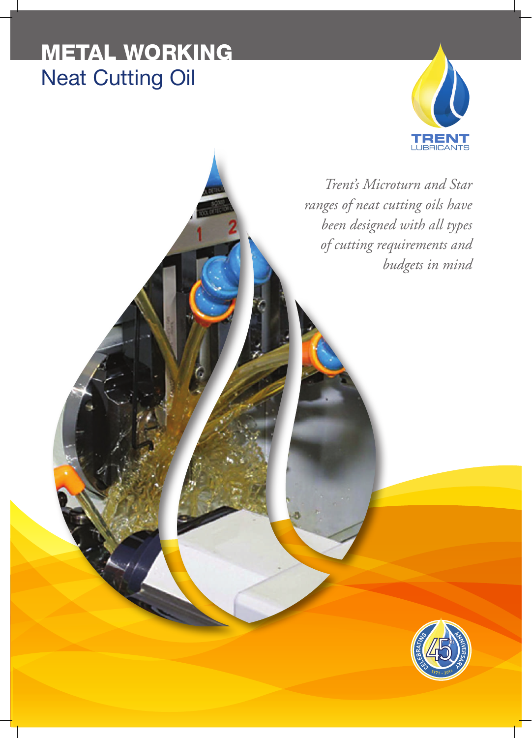# METAL WORKING

## Neat Cutting Oil

TRENT LUBRICANTS

*Trent's Microturn and Star ranges of neat cutting oils have been designed with all types of cutting requirements and budgets in mind*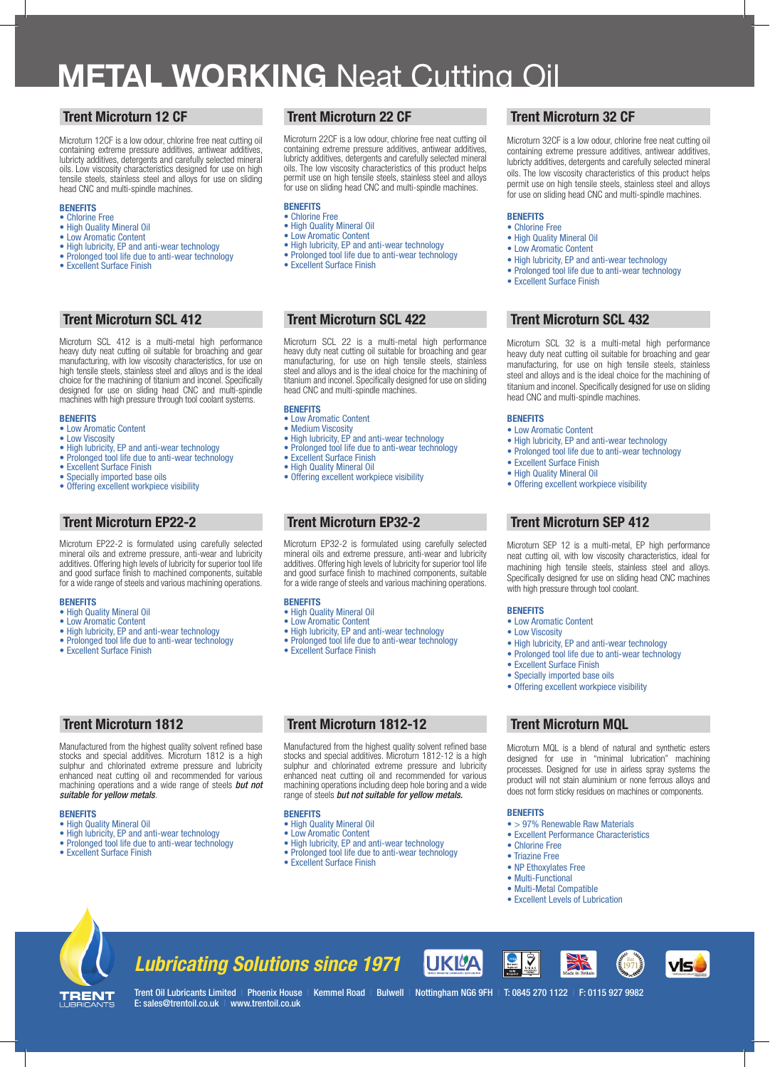# METAL WORKING Neat Cutting Oil

## Trent Microturn 12 CF

Microturn 12CF is a low odour, chlorine free neat cutting oil containing extreme pressure additives, antiwear additives, lubricity additives, detergents and carefully selected mineral oils. Low viscosity characteristics designed for use on high tensile steels, stainless steel and alloys for use on sliding head CNC and multi-spindle machines.

**BENEFITS**

- Chlorine Free
- High Quality Mineral Oil
- Low Aromatic Content
- High lubricity, EP and anti-wear technology
- Prolonged tool life due to anti-wear technology
- Excellent Surface Finish

## Trent Microturn 22 CF

Microturn 22CF is a low odour, chlorine free neat cutting oil containing extreme pressure additives, antiwear additives, lubricity additives, detergents and carefully selected mineral oils. The low viscosity characteristics of this product helps permit use on high tensile steels, stainless steel and alloys for use on sliding head CNC and multi-spindle machines.

**BENEFITS**

- Chlorine Free
- High Quality Mineral Oil
- Low Aromatic Content
- High lubricity, EP and anti-wear technology
- Prolonged tool life due to anti-wear technology
- Excellent Surface Finish

## Trent Microturn 32 CF

Microturn 32CF is a low odour, chlorine free neat cutting oil containing extreme pressure additives, antiwear additives, lubricity additives, detergents and carefully selected mineral oils. The low viscosity characteristics of this product helps permit use on high tensile steels, stainless steel and alloys for use on sliding head CNC and multi-spindle machines.

**BENEFITS**

- Chlorine Free
- High Quality Mineral Oil
- Low Aromatic Content
- High lubricity, EP and anti-wear technology
- Prolonged tool life due to anti-wear technology
- Excellent Surface Finish

## Trent Microturn SCL 412

Microturn SCL 412 is a multi-metal high performance heavy duty neat cutting oil suitable for broaching and gear manufacturing, with low viscosity characteristics, for use on high tensile steels, stainless steel and alloys and is the ideal choice for the machining of titanium and inconel. Specifically designed for use on sliding head CNC and multi-spindle machines with high pressure through tool coolant systems.

**BENEFITS**

- Low Aromatic Content
- Low Viscosity
- High lubricity, EP and anti-wear technology
- Prolonged tool life due to anti-wear technology
- Excellent Surface Finish
- Specially imported base oils
- Offering excellent workpiece visibility

## Trent Microturn SCL 422

Microturn SCL 22 is a multi-metal high performance heavy duty neat cutting oil suitable for broaching and gear manufacturing, for use on high tensile steels, stainless steel and alloys and is the ideal choice for the machining of titanium and inconel. Specifically designed for use on sliding head CNC and multi-spindle machines.

**BENEFITS**

- Low Aromatic Content
- Medium Viscosity
- High lubricity, EP and anti-wear technology
- Prolonged tool life due to anti-wear technology
- Excellent Surface Finish
- High Quality Mineral Oil
- Offering excellent workpiece visibility

## Trent Microturn SCL 432

Microturn SCL 32 is a multi-metal high performance heavy duty neat cutting oil suitable for broaching and gear manufacturing, for use on high tensile steels, stainless steel and alloys and is the ideal choice for the machining of titanium and inconel. Specifically designed for use on sliding head CNC and multi-spindle machines.

**BENEFITS**

- Low Aromatic Content
- High lubricity, EP and anti-wear technology
- Prolonged tool life due to anti-wear technology
- Excellent Surface Finish
- High Quality Mineral Oil
- Offering excellent workpiece visibility

## Trent Microturn EP22-2

Microturn EP22-2 is formulated using carefully selected mineral oils and extreme pressure, anti-wear and lubricity additives. Offering high levels of lubricity for superior tool life and good surface finish to machined components, suitable for a wide range of steels and various machining operations.

**BENEFITS**

- High Quality Mineral Oil
- Low Aromatic Content
- High lubricity, EP and anti-wear technology
- Prolonged tool life due to anti-wear technology
- Excellent Surface Finish

## Trent Microturn EP32-2

Microturn EP32-2 is formulated using carefully selected mineral oils and extreme pressure, anti-wear and lubricity additives. Offering high levels of lubricity for superior tool life and good surface finish to machined components, suitable for a wide range of steels and various machining operations.

**BENEFITS**

- High Quality Mineral Oil
- Low Aromatic Content
- High lubricity, EP and anti-wear technology
- Prolonged tool life due to anti-wear technology
- Excellent Surface Finish

## Trent Microturn SEP 412

Microturn SEP 12 is a multi-metal, EP high performance neat cutting oil, with low viscosity characteristics, ideal for machining high tensile steels, stainless steel and alloys. Specifically designed for use on sliding head CNC machines with high pressure through tool coolant.

**BENEFITS**

- Low Aromatic Content
- Low Viscosity
- High lubricity, EP and anti-wear technology
- Prolonged tool life due to anti-wear technology
- Excellent Surface Finish
- Specially imported base oils
- Offering excellent workpiece visibility

## Trent Microturn 1812

Manufactured from the highest quality solvent refined base stocks and special additives. Microturn 1812 is a high sulphur and chlorinated extreme pressure and lubricity enhanced neat cutting oil and recommended for various machining operations and a wide range of steels ***but not suitable for yellow metals***.

**BENEFITS**

- High Quality Mineral Oil
- High lubricity, EP and anti-wear technology
- Prolonged tool life due to anti-wear technology
- Excellent Surface Finish

## Trent Microturn 1812-12

Manufactured from the highest quality solvent refined base stocks and special additives. Microturn 1812-12 is a high sulphur and chlorinated extreme pressure and lubricity enhanced neat cutting oil and recommended for various machining operations including deep hole boring and a wide range of steels ***but not suitable for yellow metals.***

**BENEFITS**

- High Quality Mineral Oil
- Low Aromatic Content
- High lubricity, EP and anti-wear technology
- Prolonged tool life due to anti-wear technology
- Excellent Surface Finish

## Trent Microturn MQL

Microturn MQL is a blend of natural and synthetic esters designed for use in "minimal lubrication" machining processes. Designed for use in airless spray systems the product will not stain aluminium or none ferrous alloys and does not form sticky residues on machines or components.

**BENEFITS**

- > 97% Renewable Raw Materials
- Excellent Performance Characteristics
- Chlorine Free
- Triazine Free
- NP Ethoxylates Free
- Multi-Functional
- Multi-Metal Compatible
- Excellent Levels of Lubrication

TRENT LUBRICANTS

*Lubricating Solutions since 1971*

Trent Oil Lubricants Limited | Phoenix House | Kemmel Road | Bulwell | Nottingham NG6 9FH | T: 0845 270 1122 | F: 0115 927 9982
E: sales@trentoil.co.uk | www.trentoil.co.uk